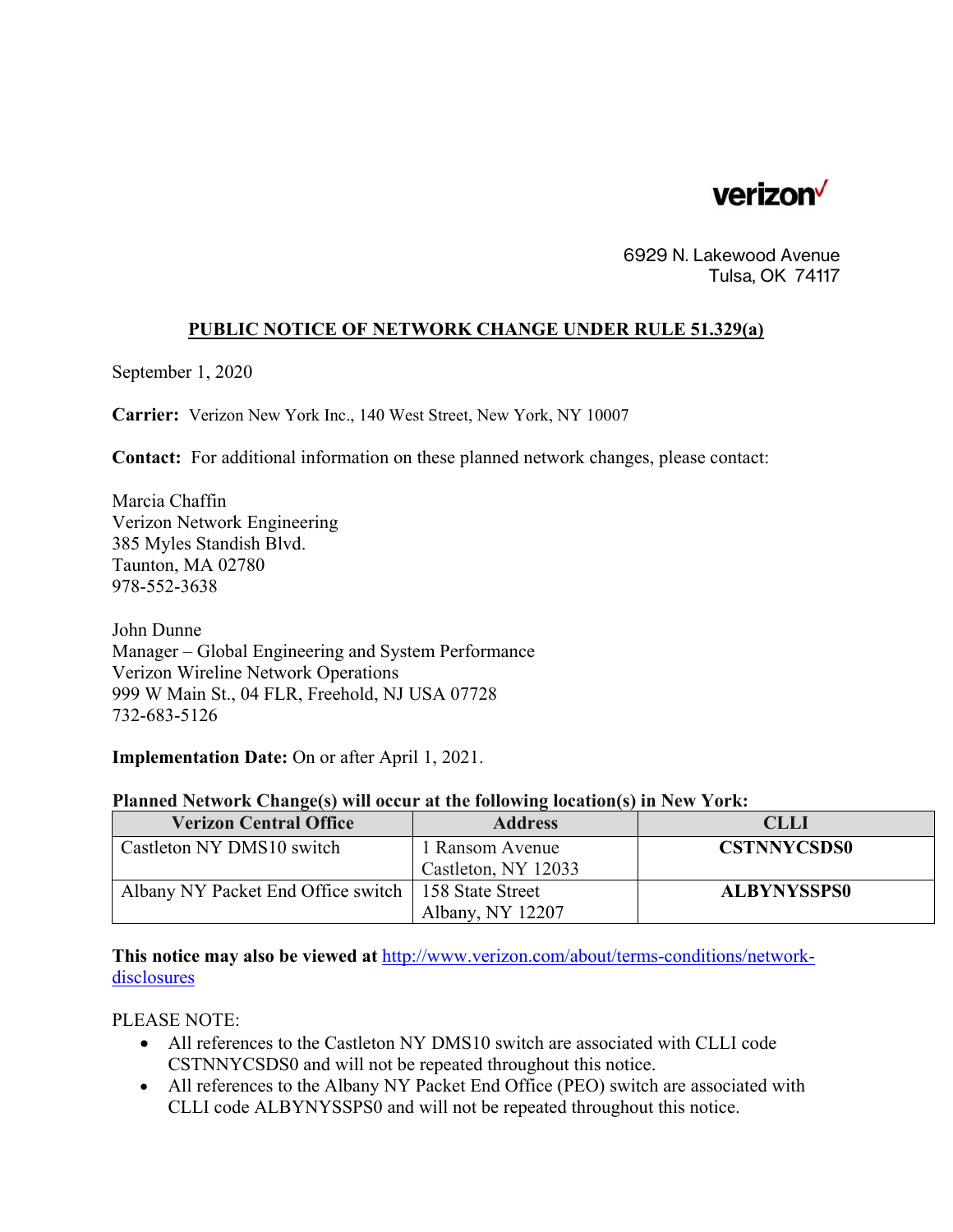verizon

6929 N. Lakewood Avenue
Tulsa, OK 74117

## PUBLIC NOTICE OF NETWORK CHANGE UNDER RULE 51.329(a)

September 1, 2020

**Carrier:** Verizon New York Inc., 140 West Street, New York, NY 10007

**Contact:** For additional information on these planned network changes, please contact:

Marcia Chaffin
Verizon Network Engineering
385 Myles Standish Blvd.
Taunton, MA 02780
978-552-3638

John Dunne
Manager – Global Engineering and System Performance
Verizon Wireline Network Operations
999 W Main St., 04 FLR, Freehold, NJ USA 07728
732-683-5126

**Implementation Date:** On or after April 1, 2021.

**Planned Network Change(s) will occur at the following location(s) in New York:**

| Verizon Central Office | Address | CLLI |
|---|---|---|
| Castleton NY DMS10 switch | 1 Ransom Avenue Castleton, NY 12033 | **CSTNNYCSDS0** |
| Albany NY Packet End Office switch | 158 State Street Albany, NY 12207 | **ALBYNYSSPS0** |

**This notice may also be viewed at** http://www.verizon.com/about/terms-conditions/network-disclosures

PLEASE NOTE:

- All references to the Castleton NY DMS10 switch are associated with CLLI code CSTNNYCSDS0 and will not be repeated throughout this notice.
- All references to the Albany NY Packet End Office (PEO) switch are associated with CLLI code ALBYNYSSPS0 and will not be repeated throughout this notice.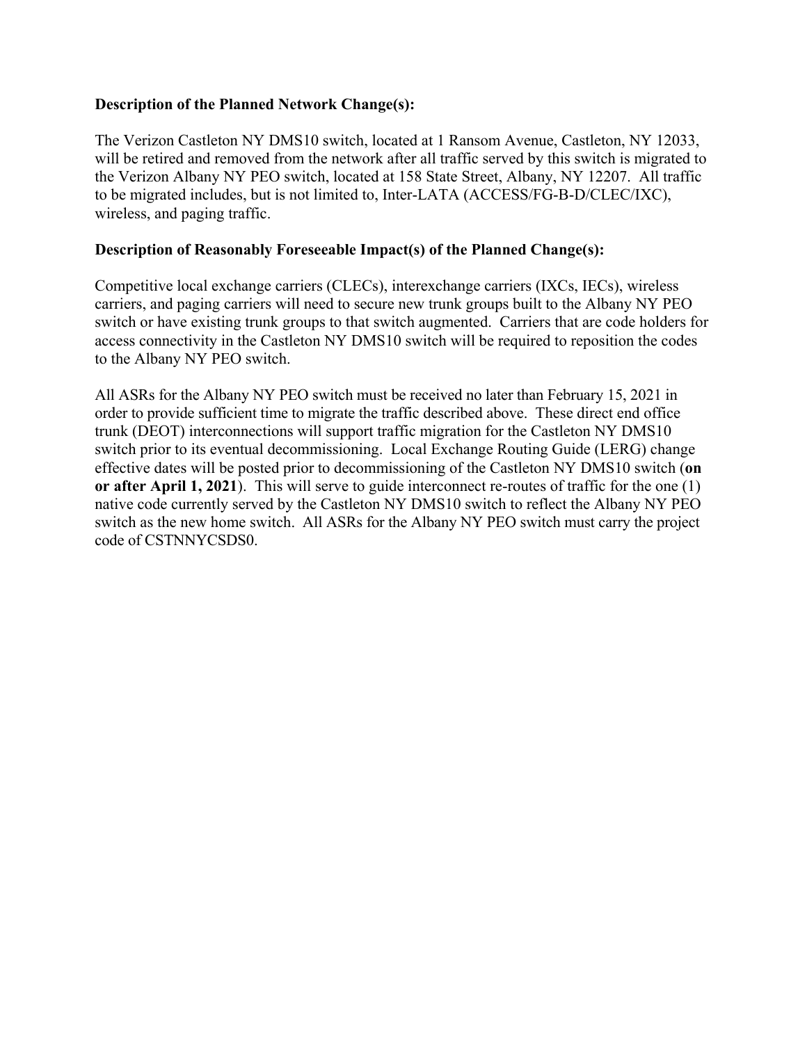**Description of the Planned Network Change(s):**

The Verizon Castleton NY DMS10 switch, located at 1 Ransom Avenue, Castleton, NY 12033, will be retired and removed from the network after all traffic served by this switch is migrated to the Verizon Albany NY PEO switch, located at 158 State Street, Albany, NY 12207. All traffic to be migrated includes, but is not limited to, Inter-LATA (ACCESS/FG-B-D/CLEC/IXC), wireless, and paging traffic.

**Description of Reasonably Foreseeable Impact(s) of the Planned Change(s):**

Competitive local exchange carriers (CLECs), interexchange carriers (IXCs, IECs), wireless carriers, and paging carriers will need to secure new trunk groups built to the Albany NY PEO switch or have existing trunk groups to that switch augmented. Carriers that are code holders for access connectivity in the Castleton NY DMS10 switch will be required to reposition the codes to the Albany NY PEO switch.

All ASRs for the Albany NY PEO switch must be received no later than February 15, 2021 in order to provide sufficient time to migrate the traffic described above. These direct end office trunk (DEOT) interconnections will support traffic migration for the Castleton NY DMS10 switch prior to its eventual decommissioning. Local Exchange Routing Guide (LERG) change effective dates will be posted prior to decommissioning of the Castleton NY DMS10 switch (**on or after April 1, 2021**). This will serve to guide interconnect re-routes of traffic for the one (1) native code currently served by the Castleton NY DMS10 switch to reflect the Albany NY PEO switch as the new home switch. All ASRs for the Albany NY PEO switch must carry the project code of CSTNNYCSDS0.